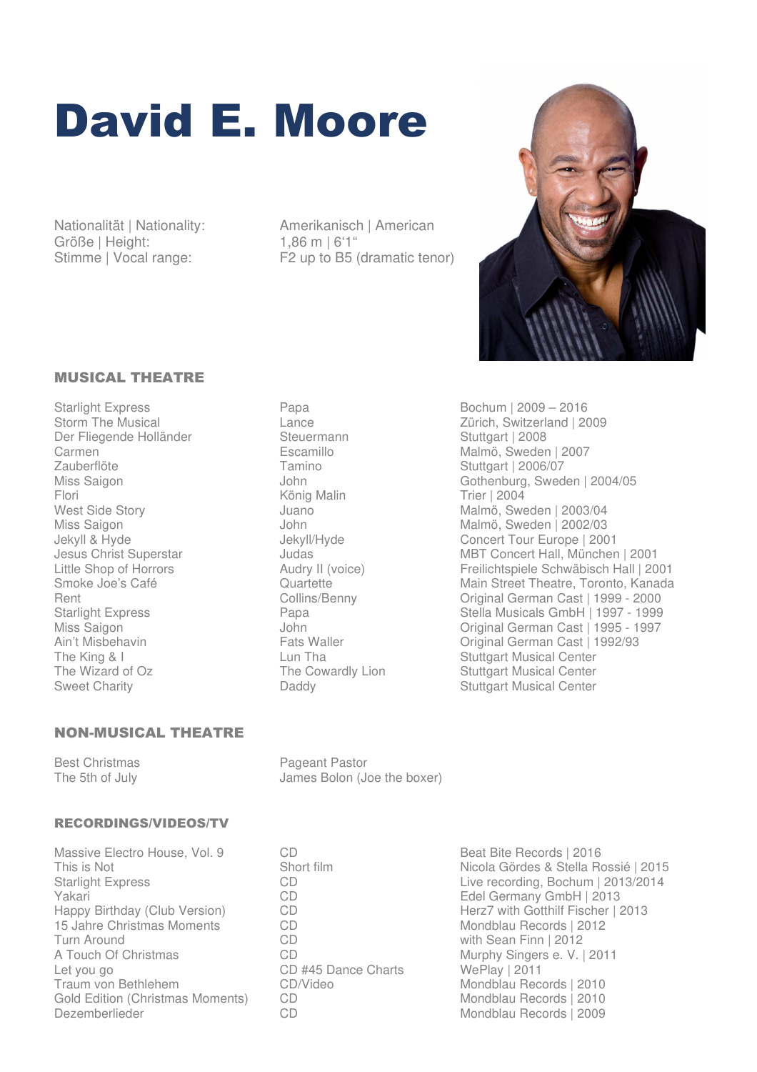# David E. Moore

| | |
|---|---|
| Nationalität \| Nationality: | Amerikanisch \| American |
| Größe \| Height: | 1,86 m \| 6‘1“ |
| Stimme \| Vocal range: | F2 up to B5 (dramatic tenor) |

## MUSICAL THEATRE

| | | |
|---|---|---|
| Starlight Express | Papa | Bochum \| 2009 – 2016 |
| Storm The Musical | Lance | Zürich, Switzerland \| 2009 |
| Der Fliegende Holländer | Steuermann | Stuttgart \| 2008 |
| Carmen | Escamillo | Malmö, Sweden \| 2007 |
| Zauberflöte | Tamino | Stuttgart \| 2006/07 |
| Miss Saigon | John | Gothenburg, Sweden \| 2004/05 |
| Flori | König Malin | Trier \| 2004 |
| West Side Story | Juano | Malmö, Sweden \| 2003/04 |
| Miss Saigon | John | Malmö, Sweden \| 2002/03 |
| Jekyll & Hyde | Jekyll/Hyde | Concert Tour Europe \| 2001 |
| Jesus Christ Superstar | Judas | MBT Concert Hall, München \| 2001 |
| Little Shop of Horrors | Audry II (voice) | Freilichtspiele Schwäbisch Hall \| 2001 |
| Smoke Joe's Café | Quartette | Main Street Theatre, Toronto, Kanada |
| Rent | Collins/Benny | Original German Cast \| 1999 - 2000 |
| Starlight Express | Papa | Stella Musicals GmbH \| 1997 - 1999 |
| Miss Saigon | John | Original German Cast \| 1995 - 1997 |
| Ain't Misbehavin | Fats Waller | Original German Cast \| 1992/93 |
| The King & I | Lun Tha | Stuttgart Musical Center |
| The Wizard of Oz | The Cowardly Lion | Stuttgart Musical Center |
| Sweet Charity | Daddy | Stuttgart Musical Center |

## NON-MUSICAL THEATRE

| | |
|---|---|
| Best Christmas | Pageant Pastor |
| The 5th of July | James Bolon (Joe the boxer) |

## RECORDINGS/VIDEOS/TV

| | | |
|---|---|---|
| Massive Electro House, Vol. 9 | CD | Beat Bite Records \| 2016 |
| This is Not | Short film | Nicola Gördes & Stella Rossié \| 2015 |
| Starlight Express | CD | Live recording, Bochum \| 2013/2014 |
| Yakari | CD | Edel Germany GmbH \| 2013 |
| Happy Birthday (Club Version) | CD | Herz7 with Gotthilf Fischer \| 2013 |
| 15 Jahre Christmas Moments | CD | Mondblau Records \| 2012 |
| Turn Around | CD | with Sean Finn \| 2012 |
| A Touch Of Christmas | CD | Murphy Singers e. V. \| 2011 |
| Let you go | CD #45 Dance Charts | WePlay \| 2011 |
| Traum von Bethlehem | CD/Video | Mondblau Records \| 2010 |
| Gold Edition (Christmas Moments) | CD | Mondblau Records \| 2010 |
| Dezemberlieder | CD | Mondblau Records \| 2009 |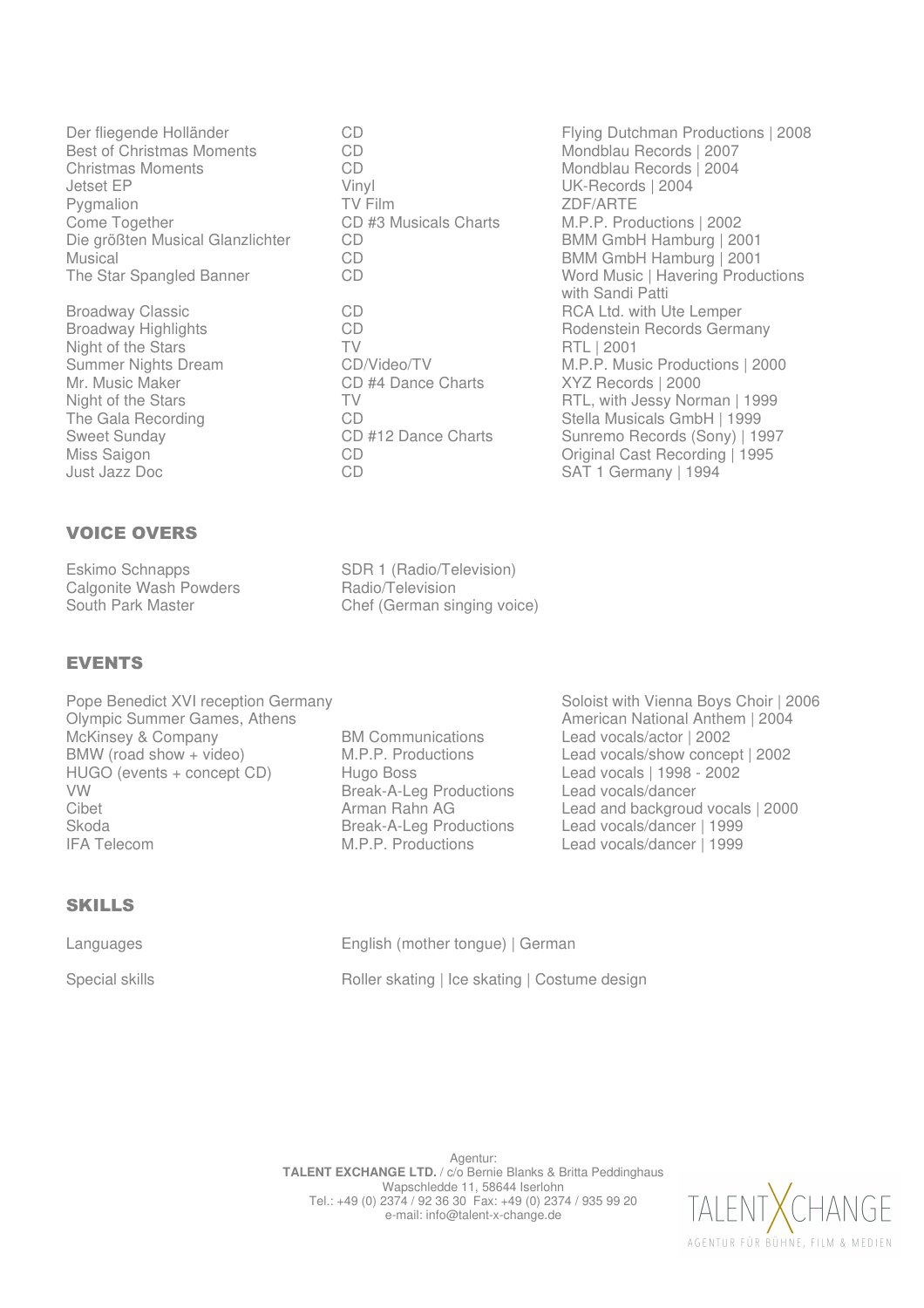| | | |
|---|---|---|
| Der fliegende Holländer | CD | Flying Dutchman Productions \| 2008 |
| Best of Christmas Moments | CD | Mondblau Records \| 2007 |
| Christmas Moments | CD | Mondblau Records \| 2004 |
| Jetset EP | Vinyl | UK-Records \| 2004 |
| Pygmalion | TV Film | ZDF/ARTE |
| Come Together | CD #3 Musicals Charts | M.P.P. Productions \| 2002 |
| Die größten Musical Glanzlichter | CD | BMM GmbH Hamburg \| 2001 |
| Musical | CD | BMM GmbH Hamburg \| 2001 |
| The Star Spangled Banner | CD | Word Music \| Havering Productions with Sandi Patti |
| Broadway Classic | CD | RCA Ltd. with Ute Lemper |
| Broadway Highlights | CD | Rodenstein Records Germany |
| Night of the Stars | TV | RTL \| 2001 |
| Summer Nights Dream | CD/Video/TV | M.P.P. Music Productions \| 2000 |
| Mr. Music Maker | CD #4 Dance Charts | XYZ Records \| 2000 |
| Night of the Stars | TV | RTL, with Jessy Norman \| 1999 |
| The Gala Recording | CD | Stella Musicals GmbH \| 1999 |
| Sweet Sunday | CD #12 Dance Charts | Sunremo Records (Sony) \| 1997 |
| Miss Saigon | CD | Original Cast Recording \| 1995 |
| Just Jazz Doc | CD | SAT 1 Germany \| 1994 |

## VOICE OVERS

| | |
|---|---|
| Eskimo Schnapps | SDR 1 (Radio/Television) |
| Calgonite Wash Powders | Radio/Television |
| South Park Master | Chef (German singing voice) |

## EVENTS

| | | |
|---|---|---|
| Pope Benedict XVI reception Germany | | Soloist with Vienna Boys Choir \| 2006 |
| Olympic Summer Games, Athens | | American National Anthem \| 2004 |
| McKinsey & Company | BM Communications | Lead vocals/actor \| 2002 |
| BMW (road show + video) | M.P.P. Productions | Lead vocals/show concept \| 2002 |
| HUGO (events + concept CD) | Hugo Boss | Lead vocals \| 1998 - 2002 |
| VW | Break-A-Leg Productions | Lead vocals/dancer |
| Cibet | Arman Rahn AG | Lead and backgroud vocals \| 2000 |
| Skoda | Break-A-Leg Productions | Lead vocals/dancer \| 1999 |
| IFA Telecom | M.P.P. Productions | Lead vocals/dancer \| 1999 |

## SKILLS

| | |
|---|---|
| Languages | English (mother tongue) \| German |
| Special skills | Roller skating \| Ice skating \| Costume design |

Agentur:
**TALENT EXCHANGE LTD.** / c/o Bernie Blanks & Britta Peddinghaus
Wapschledde 11, 58644 Iserlohn
Tel.: +49 (0) 2374 / 92 36 30 Fax: +49 (0) 2374 / 935 99 20
e-mail: info@talent-x-change.de

TALENT XCHANGE
AGENTUR FÜR BÜHNE, FILM & MEDIEN